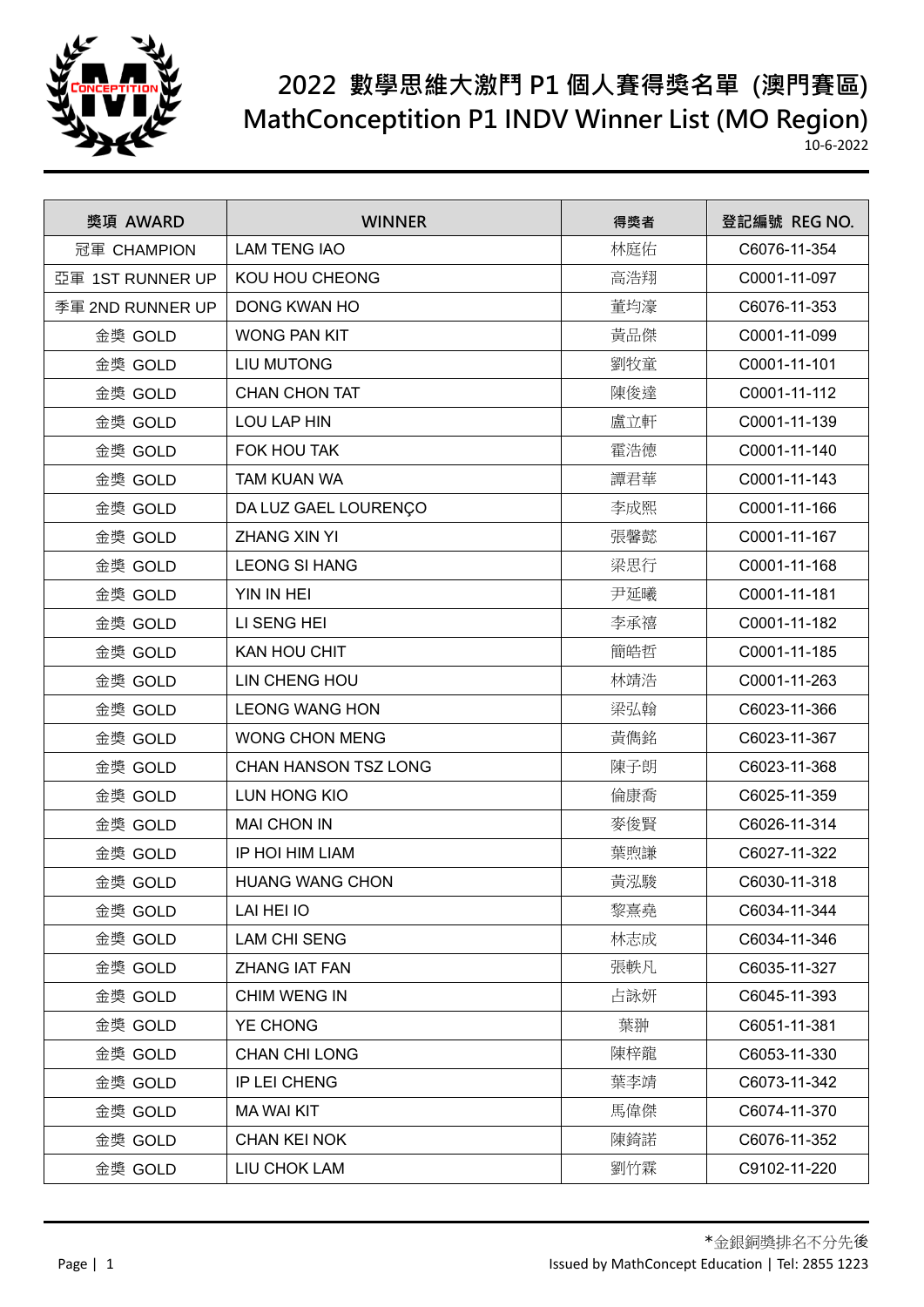# 2022 數學思維大激鬥 P1 個人賽得獎名單 (澳門賽區)
# MathConceptition P1 INDV Winner List (MO Region)

10-6-2022

| 獎項 AWARD | WINNER | 得獎者 | 登記編號 REG NO. |
|---|---|---|---|
| 冠軍 CHAMPION | LAM TENG IAO | 林庭佑 | C6076-11-354 |
| 亞軍 1ST RUNNER UP | KOU HOU CHEONG | 高浩翔 | C0001-11-097 |
| 季軍 2ND RUNNER UP | DONG KWAN HO | 董均濠 | C6076-11-353 |
| 金獎 GOLD | WONG PAN KIT | 黃品傑 | C0001-11-099 |
| 金獎 GOLD | LIU MUTONG | 劉牧童 | C0001-11-101 |
| 金獎 GOLD | CHAN CHON TAT | 陳俊達 | C0001-11-112 |
| 金獎 GOLD | LOU LAP HIN | 盧立軒 | C0001-11-139 |
| 金獎 GOLD | FOK HOU TAK | 霍浩德 | C0001-11-140 |
| 金獎 GOLD | TAM KUAN WA | 譚君華 | C0001-11-143 |
| 金獎 GOLD | DA LUZ GAEL LOURENÇO | 李成熙 | C0001-11-166 |
| 金獎 GOLD | ZHANG XIN YI | 張馨懿 | C0001-11-167 |
| 金獎 GOLD | LEONG SI HANG | 梁思行 | C0001-11-168 |
| 金獎 GOLD | YIN IN HEI | 尹延曦 | C0001-11-181 |
| 金獎 GOLD | LI SENG HEI | 李承禧 | C0001-11-182 |
| 金獎 GOLD | KAN HOU CHIT | 簡皓哲 | C0001-11-185 |
| 金獎 GOLD | LIN CHENG HOU | 林靖浩 | C0001-11-263 |
| 金獎 GOLD | LEONG WANG HON | 梁弘翰 | C6023-11-366 |
| 金獎 GOLD | WONG CHON MENG | 黃儁銘 | C6023-11-367 |
| 金獎 GOLD | CHAN HANSON TSZ LONG | 陳子朗 | C6023-11-368 |
| 金獎 GOLD | LUN HONG KIO | 倫康喬 | C6025-11-359 |
| 金獎 GOLD | MAI CHON IN | 麥俊賢 | C6026-11-314 |
| 金獎 GOLD | IP HOI HIM LIAM | 葉煦謙 | C6027-11-322 |
| 金獎 GOLD | HUANG WANG CHON | 黃泓駿 | C6030-11-318 |
| 金獎 GOLD | LAI HEI IO | 黎熹堯 | C6034-11-344 |
| 金獎 GOLD | LAM CHI SENG | 林志成 | C6034-11-346 |
| 金獎 GOLD | ZHANG IAT FAN | 張軼凡 | C6035-11-327 |
| 金獎 GOLD | CHIM WENG IN | 占詠妍 | C6045-11-393 |
| 金獎 GOLD | YE CHONG | 葉翀 | C6051-11-381 |
| 金獎 GOLD | CHAN CHI LONG | 陳梓龍 | C6053-11-330 |
| 金獎 GOLD | IP LEI CHENG | 葉李靖 | C6073-11-342 |
| 金獎 GOLD | MA WAI KIT | 馬偉傑 | C6074-11-370 |
| 金獎 GOLD | CHAN KEI NOK | 陳錡諾 | C6076-11-352 |
| 金獎 GOLD | LIU CHOK LAM | 劉竹霖 | C9102-11-220 |

*金銀銅獎排名不分先後

Issued by MathConcept Education | Tel: 2855 1223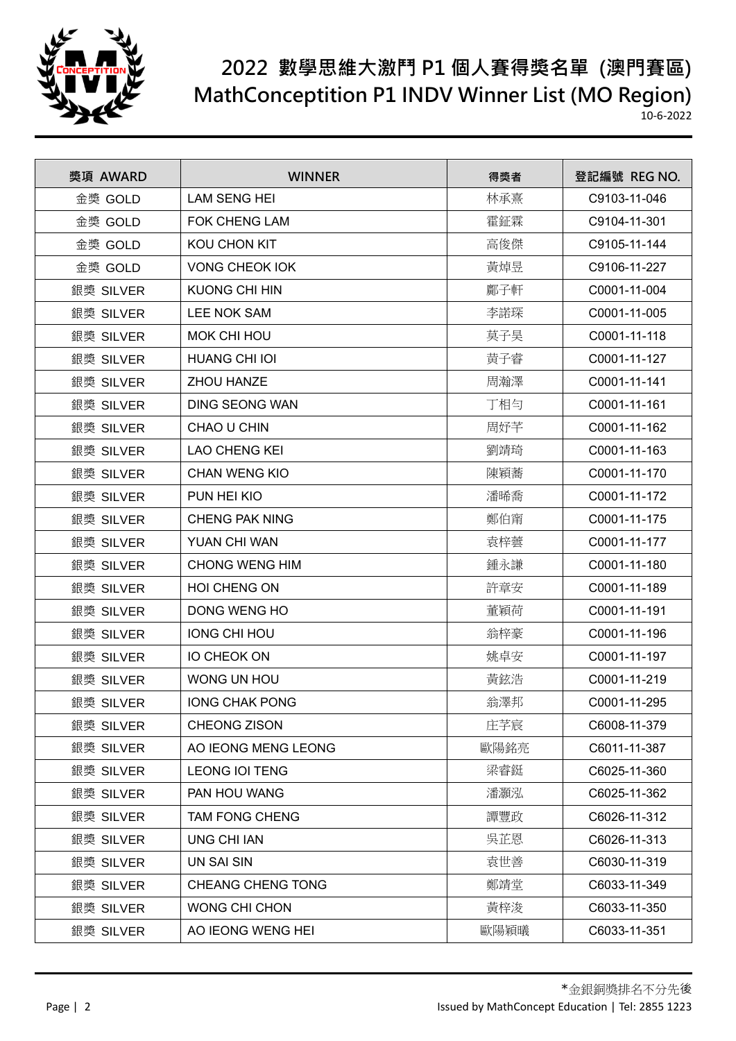# 2022 數學思維大激鬥 P1 個人賽得獎名單 (澳門賽區)
# MathConceptition P1 INDV Winner List (MO Region)

10-6-2022

| 獎項 AWARD | WINNER | 得獎者 | 登記編號 REG NO. |
|---|---|---|---|
| 金獎 GOLD | LAM SENG HEI | 林承熹 | C9103-11-046 |
| 金獎 GOLD | FOK CHENG LAM | 霍鉦霖 | C9104-11-301 |
| 金獎 GOLD | KOU CHON KIT | 高俊傑 | C9105-11-144 |
| 金獎 GOLD | VONG CHEOK IOK | 黃焯昱 | C9106-11-227 |
| 銀獎 SILVER | KUONG CHI HIN | 鄺子軒 | C0001-11-004 |
| 銀獎 SILVER | LEE NOK SAM | 李諾琛 | C0001-11-005 |
| 銀獎 SILVER | MOK CHI HOU | 莫子昊 | C0001-11-118 |
| 銀獎 SILVER | HUANG CHI IOI | 黃子睿 | C0001-11-127 |
| 銀獎 SILVER | ZHOU HANZE | 周瀚澤 | C0001-11-141 |
| 銀獎 SILVER | DING SEONG WAN | 丁相勻 | C0001-11-161 |
| 銀獎 SILVER | CHAO U CHIN | 周妤芊 | C0001-11-162 |
| 銀獎 SILVER | LAO CHENG KEI | 劉靖琦 | C0001-11-163 |
| 銀獎 SILVER | CHAN WENG KIO | 陳穎蕎 | C0001-11-170 |
| 銀獎 SILVER | PUN HEI KIO | 潘晞喬 | C0001-11-172 |
| 銀獎 SILVER | CHENG PAK NING | 鄭伯甯 | C0001-11-175 |
| 銀獎 SILVER | YUAN CHI WAN | 袁梓蕓 | C0001-11-177 |
| 銀獎 SILVER | CHONG WENG HIM | 鍾永謙 | C0001-11-180 |
| 銀獎 SILVER | HOI CHENG ON | 許章安 | C0001-11-189 |
| 銀獎 SILVER | DONG WENG HO | 董穎荷 | C0001-11-191 |
| 銀獎 SILVER | IONG CHI HOU | 翁梓豪 | C0001-11-196 |
| 銀獎 SILVER | IO CHEOK ON | 姚卓安 | C0001-11-197 |
| 銀獎 SILVER | WONG UN HOU | 黃鉉浩 | C0001-11-219 |
| 銀獎 SILVER | IONG CHAK PONG | 翁澤邦 | C0001-11-295 |
| 銀獎 SILVER | CHEONG ZISON | 庄芓宸 | C6008-11-379 |
| 銀獎 SILVER | AO IEONG MENG LEONG | 歐陽銘亮 | C6011-11-387 |
| 銀獎 SILVER | LEONG IOI TENG | 梁睿鋌 | C6025-11-360 |
| 銀獎 SILVER | PAN HOU WANG | 潘灝泓 | C6025-11-362 |
| 銀獎 SILVER | TAM FONG CHENG | 譚豐政 | C6026-11-312 |
| 銀獎 SILVER | UNG CHI IAN | 吳芷恩 | C6026-11-313 |
| 銀獎 SILVER | UN SAI SIN | 袁世善 | C6030-11-319 |
| 銀獎 SILVER | CHEANG CHENG TONG | 鄭靖堂 | C6033-11-349 |
| 銀獎 SILVER | WONG CHI CHON | 黃梓浚 | C6033-11-350 |
| 銀獎 SILVER | AO IEONG WENG HEI | 歐陽穎曦 | C6033-11-351 |

*金銀銅獎排名不分先後

Issued by MathConcept Education | Tel: 2855 1223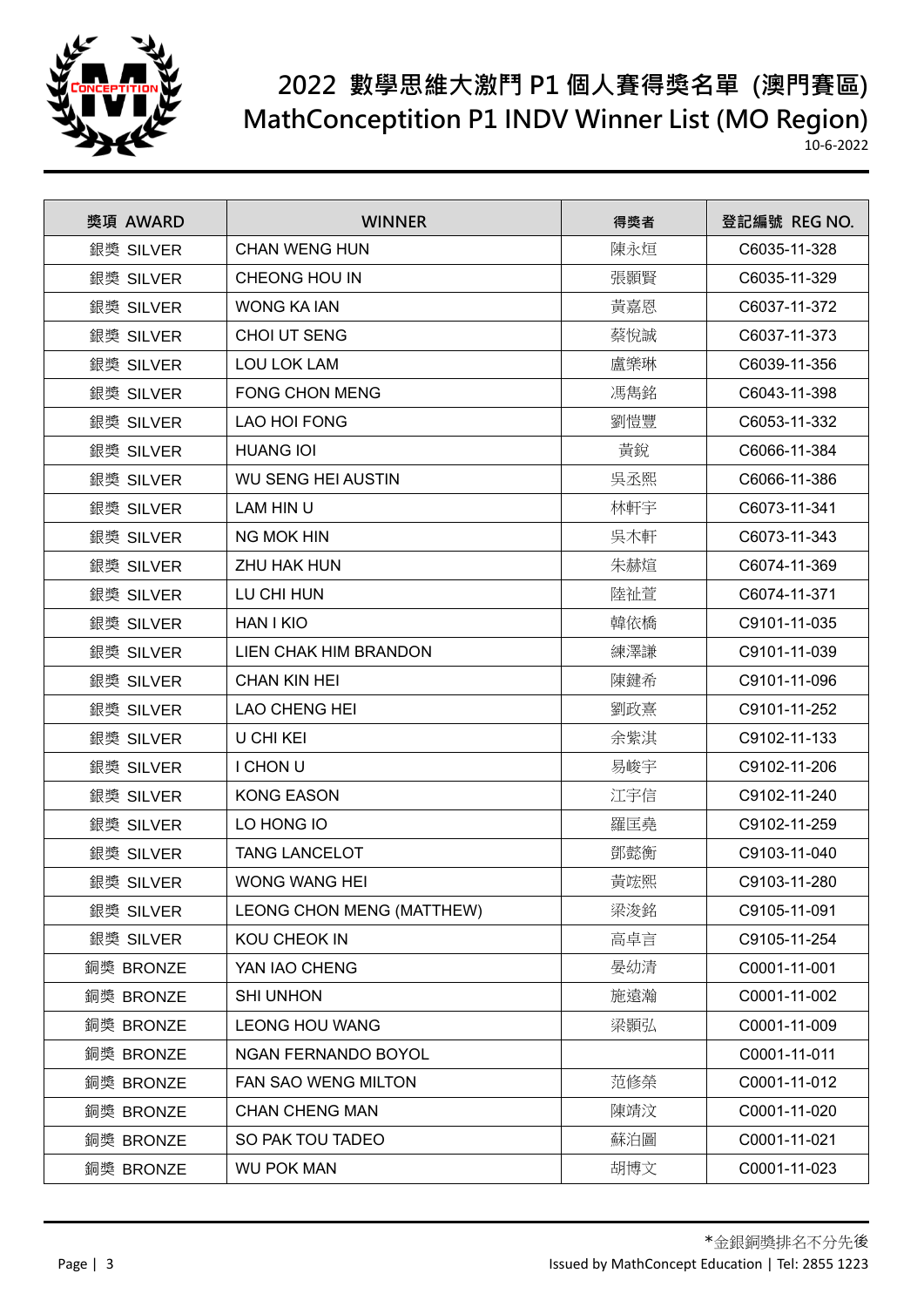# 2022 數學思維大激鬥 P1 個人賽得獎名單 (澳門賽區)
# MathConceptition P1 INDV Winner List (MO Region)

10-6-2022

| 獎項 AWARD | WINNER | 得獎者 | 登記編號 REG NO. |
|---|---|---|---|
| 銀獎 SILVER | CHAN WENG HUN | 陳永烜 | C6035-11-328 |
| 銀獎 SILVER | CHEONG HOU IN | 張顥賢 | C6035-11-329 |
| 銀獎 SILVER | WONG KA IAN | 黃嘉恩 | C6037-11-372 |
| 銀獎 SILVER | CHOI UT SENG | 蔡悅誠 | C6037-11-373 |
| 銀獎 SILVER | LOU LOK LAM | 盧樂琳 | C6039-11-356 |
| 銀獎 SILVER | FONG CHON MENG | 馮雋銘 | C6043-11-398 |
| 銀獎 SILVER | LAO HOI FONG | 劉愷豐 | C6053-11-332 |
| 銀獎 SILVER | HUANG IOI | 黃銳 | C6066-11-384 |
| 銀獎 SILVER | WU SENG HEI AUSTIN | 吳丞熙 | C6066-11-386 |
| 銀獎 SILVER | LAM HIN U | 林軒宇 | C6073-11-341 |
| 銀獎 SILVER | NG MOK HIN | 吳木軒 | C6073-11-343 |
| 銀獎 SILVER | ZHU HAK HUN | 朱赫煊 | C6074-11-369 |
| 銀獎 SILVER | LU CHI HUN | 陸祉萱 | C6074-11-371 |
| 銀獎 SILVER | HAN I KIO | 韓依橋 | C9101-11-035 |
| 銀獎 SILVER | LIEN CHAK HIM BRANDON | 練澤謙 | C9101-11-039 |
| 銀獎 SILVER | CHAN KIN HEI | 陳鍵希 | C9101-11-096 |
| 銀獎 SILVER | LAO CHENG HEI | 劉政熹 | C9101-11-252 |
| 銀獎 SILVER | U CHI KEI | 余紫淇 | C9102-11-133 |
| 銀獎 SILVER | I CHON U | 易峻宇 | C9102-11-206 |
| 銀獎 SILVER | KONG EASON | 江宇信 | C9102-11-240 |
| 銀獎 SILVER | LO HONG IO | 羅匡堯 | C9102-11-259 |
| 銀獎 SILVER | TANG LANCELOT | 鄧懿衡 | C9103-11-040 |
| 銀獎 SILVER | WONG WANG HEI | 黃竑熙 | C9103-11-280 |
| 銀獎 SILVER | LEONG CHON MENG (MATTHEW) | 梁浚銘 | C9105-11-091 |
| 銀獎 SILVER | KOU CHEOK IN | 高卓言 | C9105-11-254 |
| 銅獎 BRONZE | YAN IAO CHENG | 晏幼清 | C0001-11-001 |
| 銅獎 BRONZE | SHI UNHON | 施遠瀚 | C0001-11-002 |
| 銅獎 BRONZE | LEONG HOU WANG | 梁顥弘 | C0001-11-009 |
| 銅獎 BRONZE | NGAN FERNANDO BOYOL | | C0001-11-011 |
| 銅獎 BRONZE | FAN SAO WENG MILTON | 范修榮 | C0001-11-012 |
| 銅獎 BRONZE | CHAN CHENG MAN | 陳靖汶 | C0001-11-020 |
| 銅獎 BRONZE | SO PAK TOU TADEO | 蘇泊圖 | C0001-11-021 |
| 銅獎 BRONZE | WU POK MAN | 胡博文 | C0001-11-023 |

*金銀銅獎排名不分先後

Issued by MathConcept Education | Tel: 2855 1223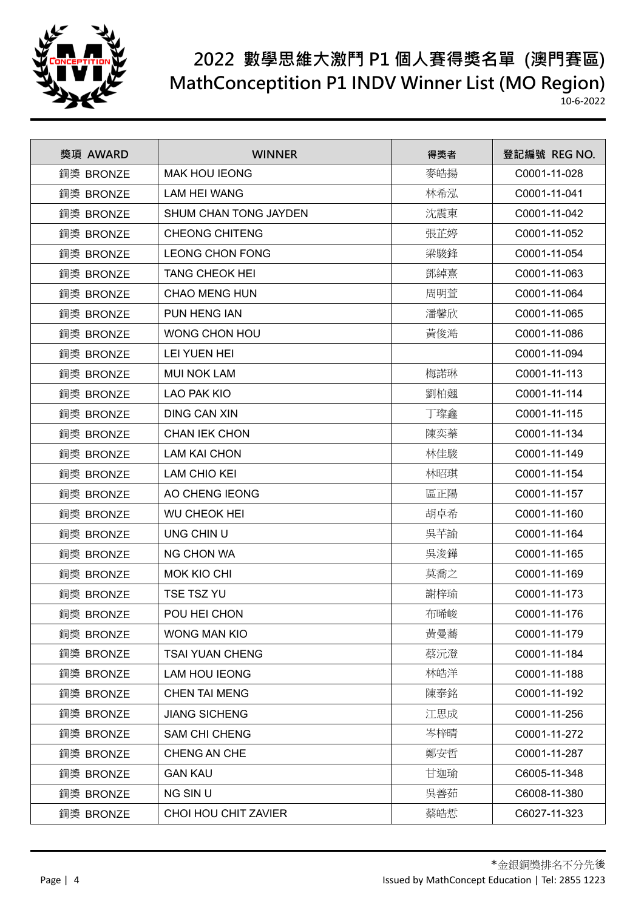# 2022 數學思維大激鬥 P1 個人賽得獎名單 (澳門賽區)
# MathConceptition P1 INDV Winner List (MO Region)

10-6-2022

| 獎項 AWARD | WINNER | 得獎者 | 登記編號 REG NO. |
|---|---|---|---|
| 銅獎 BRONZE | MAK HOU IEONG | 麥皓揚 | C0001-11-028 |
| 銅獎 BRONZE | LAM HEI WANG | 林希泓 | C0001-11-041 |
| 銅獎 BRONZE | SHUM CHAN TONG JAYDEN | 沈震東 | C0001-11-042 |
| 銅獎 BRONZE | CHEONG CHITENG | 張芷婷 | C0001-11-052 |
| 銅獎 BRONZE | LEONG CHON FONG | 梁駿鋒 | C0001-11-054 |
| 銅獎 BRONZE | TANG CHEOK HEI | 鄧綽熹 | C0001-11-063 |
| 銅獎 BRONZE | CHAO MENG HUN | 周明萱 | C0001-11-064 |
| 銅獎 BRONZE | PUN HENG IAN | 潘馨欣 | C0001-11-065 |
| 銅獎 BRONZE | WONG CHON HOU | 黃俊澔 | C0001-11-086 |
| 銅獎 BRONZE | LEI YUEN HEI | | C0001-11-094 |
| 銅獎 BRONZE | MUI NOK LAM | 梅諾琳 | C0001-11-113 |
| 銅獎 BRONZE | LAO PAK KIO | 劉柏翹 | C0001-11-114 |
| 銅獎 BRONZE | DING CAN XIN | 丁璨鑫 | C0001-11-115 |
| 銅獎 BRONZE | CHAN IEK CHON | 陳奕蓁 | C0001-11-134 |
| 銅獎 BRONZE | LAM KAI CHON | 林佳駿 | C0001-11-149 |
| 銅獎 BRONZE | LAM CHIO KEI | 林昭琪 | C0001-11-154 |
| 銅獎 BRONZE | AO CHENG IEONG | 區正陽 | C0001-11-157 |
| 銅獎 BRONZE | WU CHEOK HEI | 胡卓希 | C0001-11-160 |
| 銅獎 BRONZE | UNG CHIN U | 吳芊諭 | C0001-11-164 |
| 銅獎 BRONZE | NG CHON WA | 吳浚鏵 | C0001-11-165 |
| 銅獎 BRONZE | MOK KIO CHI | 莫喬之 | C0001-11-169 |
| 銅獎 BRONZE | TSE TSZ YU | 謝梓瑜 | C0001-11-173 |
| 銅獎 BRONZE | POU HEI CHON | 布晞峻 | C0001-11-176 |
| 銅獎 BRONZE | WONG MAN KIO | 黃曼蕎 | C0001-11-179 |
| 銅獎 BRONZE | TSAI YUAN CHENG | 蔡沅澄 | C0001-11-184 |
| 銅獎 BRONZE | LAM HOU IEONG | 林皓洋 | C0001-11-188 |
| 銅獎 BRONZE | CHEN TAI MENG | 陳泰銘 | C0001-11-192 |
| 銅獎 BRONZE | JIANG SICHENG | 江思成 | C0001-11-256 |
| 銅獎 BRONZE | SAM CHI CHENG | 岑梓晴 | C0001-11-272 |
| 銅獎 BRONZE | CHENG AN CHE | 鄭安哲 | C0001-11-287 |
| 銅獎 BRONZE | GAN KAU | 甘迦瑜 | C6005-11-348 |
| 銅獎 BRONZE | NG SIN U | 吳善茹 | C6008-11-380 |
| 銅獎 BRONZE | CHOI HOU CHIT ZAVIER | 蔡皓悊 | C6027-11-323 |

*金銀銅獎排名不分先後

Issued by MathConcept Education | Tel: 2855 1223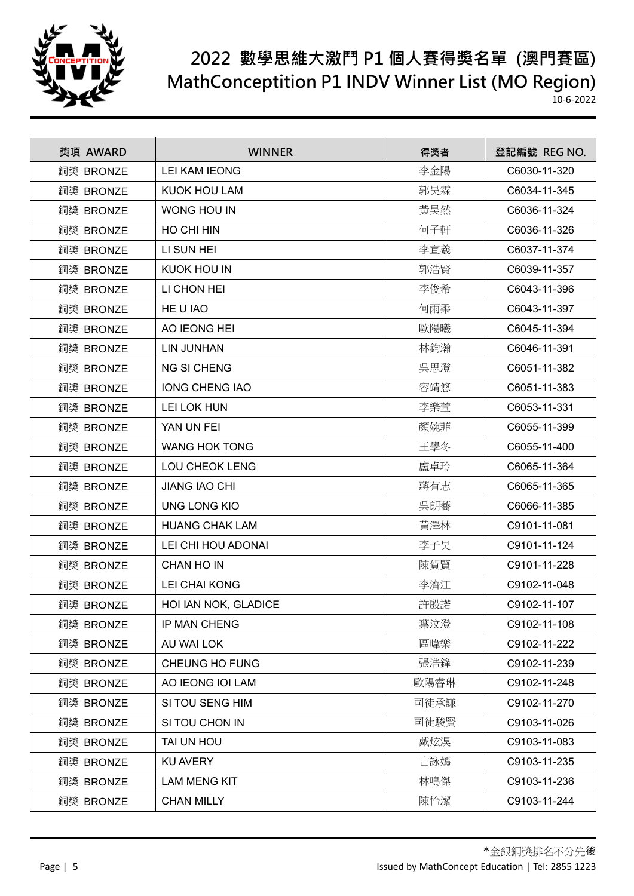# 2022 數學思維大激鬥 P1 個人賽得獎名單 (澳門賽區)
# MathConceptition P1 INDV Winner List (MO Region)

10-6-2022

| 獎項 AWARD | WINNER | 得獎者 | 登記編號 REG NO. |
|---|---|---|---|
| 銅獎 BRONZE | LEI KAM IEONG | 李金陽 | C6030-11-320 |
| 銅獎 BRONZE | KUOK HOU LAM | 郭昊霖 | C6034-11-345 |
| 銅獎 BRONZE | WONG HOU IN | 黃昊然 | C6036-11-324 |
| 銅獎 BRONZE | HO CHI HIN | 何子軒 | C6036-11-326 |
| 銅獎 BRONZE | LI SUN HEI | 李宣羲 | C6037-11-374 |
| 銅獎 BRONZE | KUOK HOU IN | 郭浩賢 | C6039-11-357 |
| 銅獎 BRONZE | LI CHON HEI | 李俊希 | C6043-11-396 |
| 銅獎 BRONZE | HE U IAO | 何雨柔 | C6043-11-397 |
| 銅獎 BRONZE | AO IEONG HEI | 歐陽曦 | C6045-11-394 |
| 銅獎 BRONZE | LIN JUNHAN | 林鈞瀚 | C6046-11-391 |
| 銅獎 BRONZE | NG SI CHENG | 吳思澄 | C6051-11-382 |
| 銅獎 BRONZE | IONG CHENG IAO | 容靖悠 | C6051-11-383 |
| 銅獎 BRONZE | LEI LOK HUN | 李樂萱 | C6053-11-331 |
| 銅獎 BRONZE | YAN UN FEI | 顏婉菲 | C6055-11-399 |
| 銅獎 BRONZE | WANG HOK TONG | 王學冬 | C6055-11-400 |
| 銅獎 BRONZE | LOU CHEOK LENG | 盧卓玲 | C6065-11-364 |
| 銅獎 BRONZE | JIANG IAO CHI | 蔣有志 | C6065-11-365 |
| 銅獎 BRONZE | UNG LONG KIO | 吳朗蕎 | C6066-11-385 |
| 銅獎 BRONZE | HUANG CHAK LAM | 黃澤林 | C9101-11-081 |
| 銅獎 BRONZE | LEI CHI HOU ADONAI | 李子昊 | C9101-11-124 |
| 銅獎 BRONZE | CHAN HO IN | 陳賀賢 | C9101-11-228 |
| 銅獎 BRONZE | LEI CHAI KONG | 李濟江 | C9102-11-048 |
| 銅獎 BRONZE | HOI IAN NOK, GLADICE | 許殷諾 | C9102-11-107 |
| 銅獎 BRONZE | IP MAN CHENG | 葉汶澄 | C9102-11-108 |
| 銅獎 BRONZE | AU WAI LOK | 區暐樂 | C9102-11-222 |
| 銅獎 BRONZE | CHEUNG HO FUNG | 張浩鋒 | C9102-11-239 |
| 銅獎 BRONZE | AO IEONG IOI LAM | 歐陽睿琳 | C9102-11-248 |
| 銅獎 BRONZE | SI TOU SENG HIM | 司徒承謙 | C9102-11-270 |
| 銅獎 BRONZE | SI TOU CHON IN | 司徒駿賢 | C9103-11-026 |
| 銅獎 BRONZE | TAI UN HOU | 戴炫淏 | C9103-11-083 |
| 銅獎 BRONZE | KU AVERY | 古詠嫣 | C9103-11-235 |
| 銅獎 BRONZE | LAM MENG KIT | 林鳴傑 | C9103-11-236 |
| 銅獎 BRONZE | CHAN MILLY | 陳怡潔 | C9103-11-244 |

*金銀銅獎排名不分先後

Issued by MathConcept Education | Tel: 2855 1223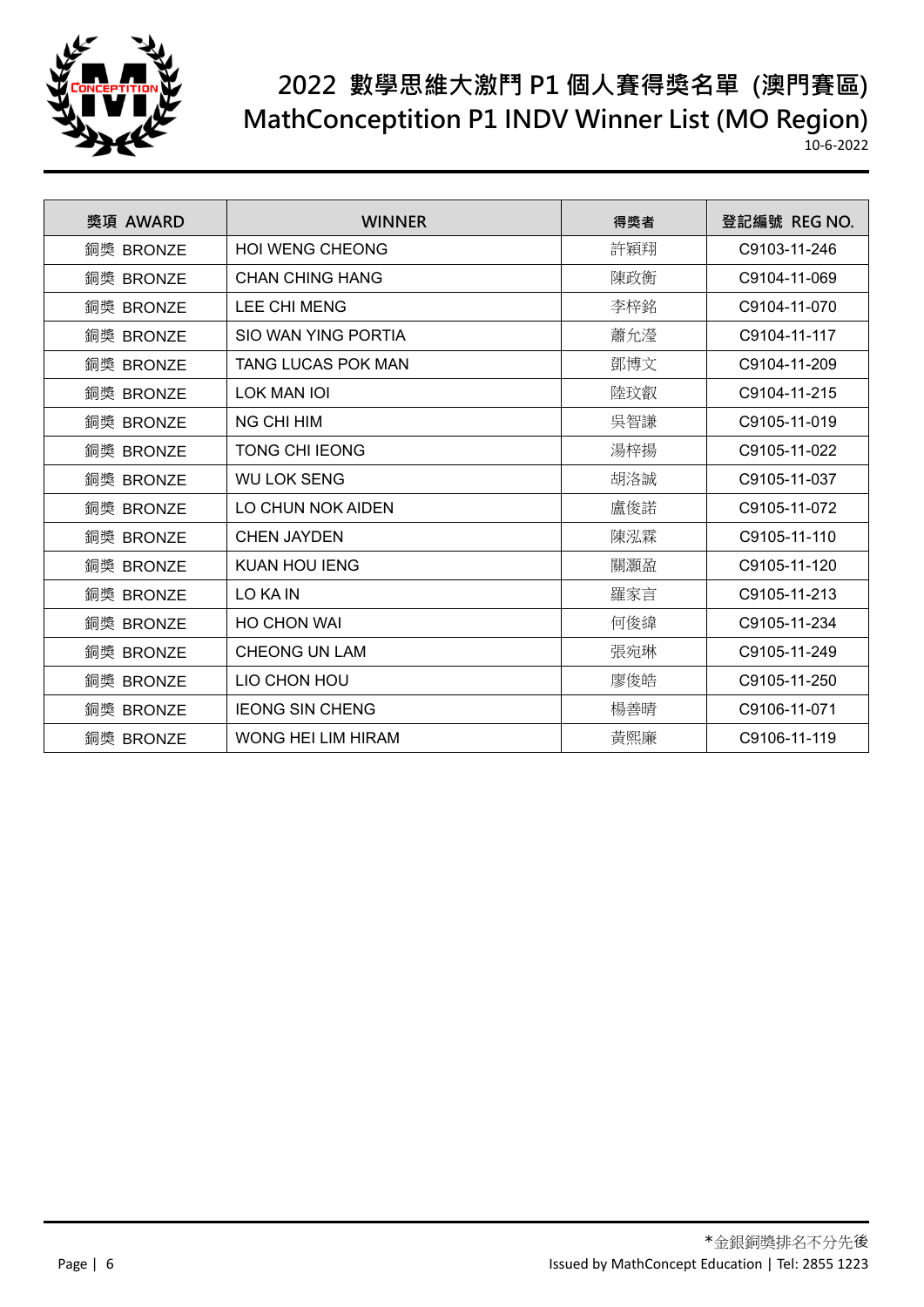# 2022 數學思維大激鬥 P1 個人賽得獎名單 (澳門賽區)
# MathConceptition P1 INDV Winner List (MO Region)

10-6-2022

| 獎項 AWARD | WINNER | 得獎者 | 登記編號 REG NO. |
|---|---|---|---|
| 銅獎 BRONZE | HOI WENG CHEONG | 許穎翔 | C9103-11-246 |
| 銅獎 BRONZE | CHAN CHING HANG | 陳政衡 | C9104-11-069 |
| 銅獎 BRONZE | LEE CHI MENG | 李梓銘 | C9104-11-070 |
| 銅獎 BRONZE | SIO WAN YING PORTIA | 蕭允瀅 | C9104-11-117 |
| 銅獎 BRONZE | TANG LUCAS POK MAN | 鄧博文 | C9104-11-209 |
| 銅獎 BRONZE | LOK MAN IOI | 陸玟叡 | C9104-11-215 |
| 銅獎 BRONZE | NG CHI HIM | 吳智謙 | C9105-11-019 |
| 銅獎 BRONZE | TONG CHI IEONG | 湯梓揚 | C9105-11-022 |
| 銅獎 BRONZE | WU LOK SENG | 胡洛誠 | C9105-11-037 |
| 銅獎 BRONZE | LO CHUN NOK AIDEN | 盧俊諾 | C9105-11-072 |
| 銅獎 BRONZE | CHEN JAYDEN | 陳泓霖 | C9105-11-110 |
| 銅獎 BRONZE | KUAN HOU IENG | 關灝盈 | C9105-11-120 |
| 銅獎 BRONZE | LO KA IN | 羅家言 | C9105-11-213 |
| 銅獎 BRONZE | HO CHON WAI | 何俊緯 | C9105-11-234 |
| 銅獎 BRONZE | CHEONG UN LAM | 張宛琳 | C9105-11-249 |
| 銅獎 BRONZE | LIO CHON HOU | 廖俊皓 | C9105-11-250 |
| 銅獎 BRONZE | IEONG SIN CHENG | 楊善晴 | C9106-11-071 |
| 銅獎 BRONZE | WONG HEI LIM HIRAM | 黃熙廉 | C9106-11-119 |

*金銀銅獎排名不分先後

Issued by MathConcept Education | Tel: 2855 1223